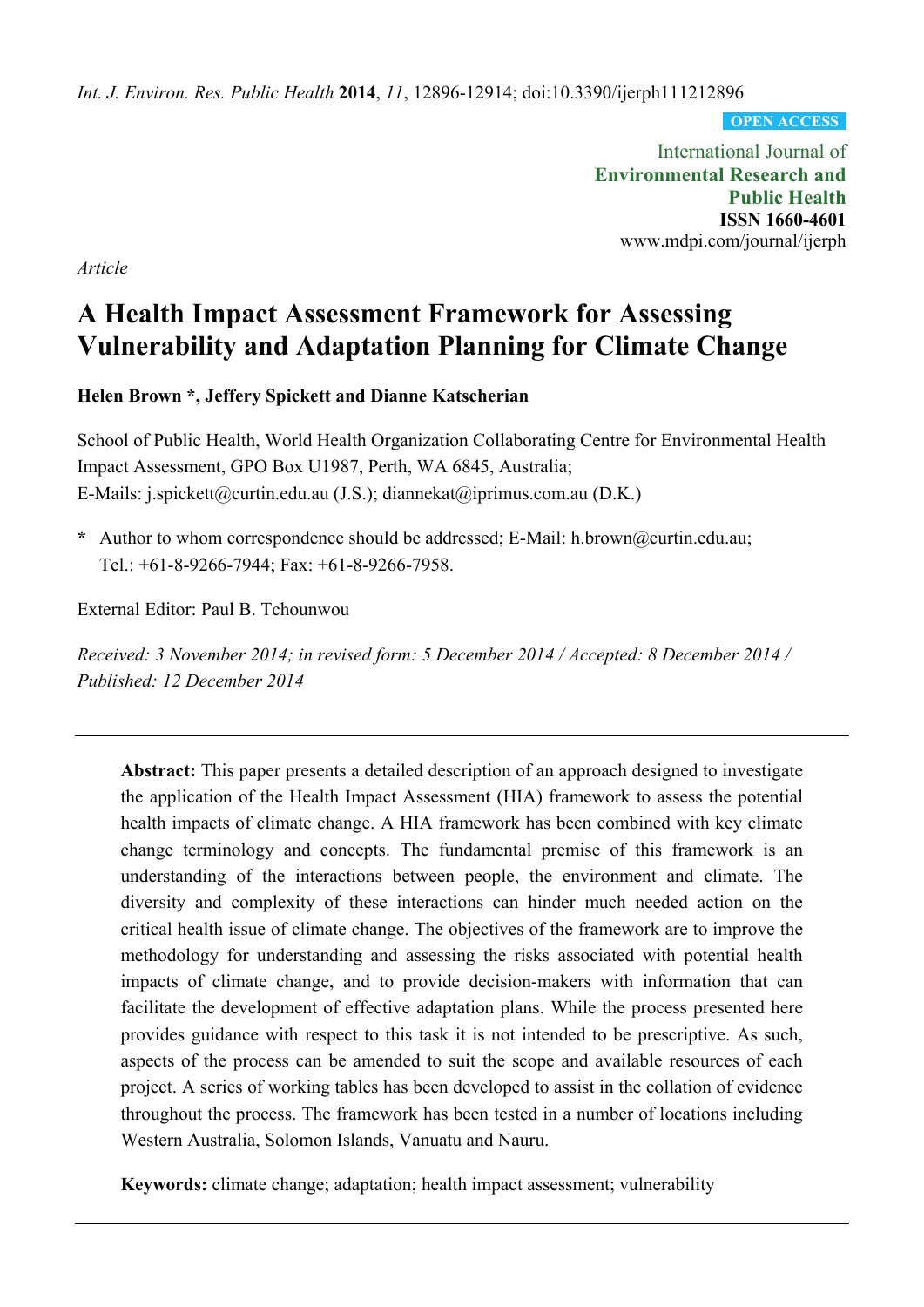*Article*

# A Health Impact Assessment Framework for Assessing Vulnerability and Adaptation Planning for Climate Change

**Helen Brown \*, Jeffery Spickett and Dianne Katscherian**

School of Public Health, World Health Organization Collaborating Centre for Environmental Health Impact Assessment, GPO Box U1987, Perth, WA 6845, Australia; E-Mails: j.spickett@curtin.edu.au (J.S.); diannekat@iprimus.com.au (D.K.)

\* Author to whom correspondence should be addressed; E-Mail: h.brown@curtin.edu.au; Tel.: +61-8-9266-7944; Fax: +61-8-9266-7958.

External Editor: Paul B. Tchounwou

*Received: 3 November 2014; in revised form: 5 December 2014 / Accepted: 8 December 2014 / Published: 12 December 2014*

---

**Abstract:** This paper presents a detailed description of an approach designed to investigate the application of the Health Impact Assessment (HIA) framework to assess the potential health impacts of climate change. A HIA framework has been combined with key climate change terminology and concepts. The fundamental premise of this framework is an understanding of the interactions between people, the environment and climate. The diversity and complexity of these interactions can hinder much needed action on the critical health issue of climate change. The objectives of the framework are to improve the methodology for understanding and assessing the risks associated with potential health impacts of climate change, and to provide decision-makers with information that can facilitate the development of effective adaptation plans. While the process presented here provides guidance with respect to this task it is not intended to be prescriptive. As such, aspects of the process can be amended to suit the scope and available resources of each project. A series of working tables has been developed to assist in the collation of evidence throughout the process. The framework has been tested in a number of locations including Western Australia, Solomon Islands, Vanuatu and Nauru.

**Keywords:** climate change; adaptation; health impact assessment; vulnerability

---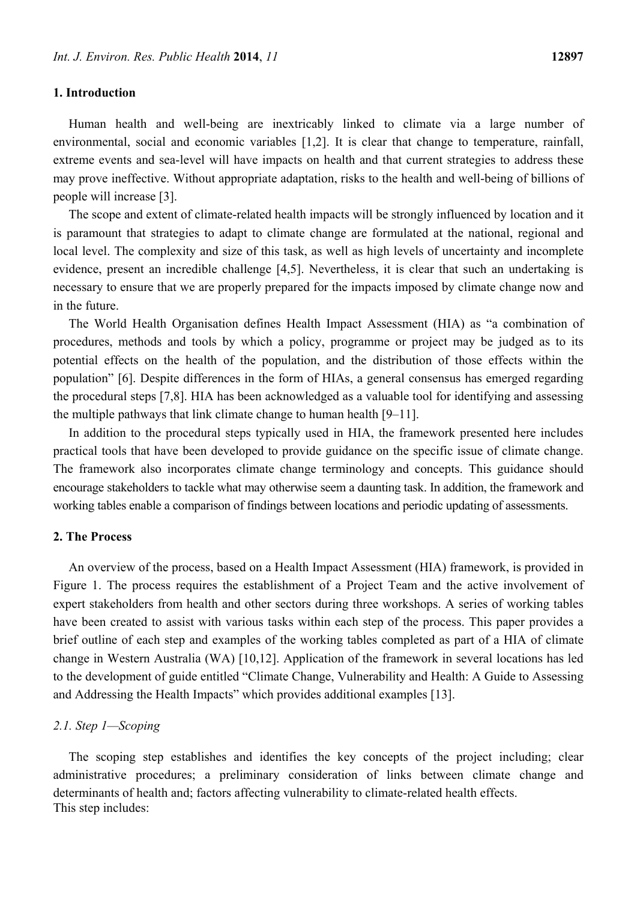## 1. Introduction

Human health and well-being are inextricably linked to climate via a large number of environmental, social and economic variables [1,2]. It is clear that change to temperature, rainfall, extreme events and sea-level will have impacts on health and that current strategies to address these may prove ineffective. Without appropriate adaptation, risks to the health and well-being of billions of people will increase [3].

The scope and extent of climate-related health impacts will be strongly influenced by location and it is paramount that strategies to adapt to climate change are formulated at the national, regional and local level. The complexity and size of this task, as well as high levels of uncertainty and incomplete evidence, present an incredible challenge [4,5]. Nevertheless, it is clear that such an undertaking is necessary to ensure that we are properly prepared for the impacts imposed by climate change now and in the future.

The World Health Organisation defines Health Impact Assessment (HIA) as "a combination of procedures, methods and tools by which a policy, programme or project may be judged as to its potential effects on the health of the population, and the distribution of those effects within the population" [6]. Despite differences in the form of HIAs, a general consensus has emerged regarding the procedural steps [7,8]. HIA has been acknowledged as a valuable tool for identifying and assessing the multiple pathways that link climate change to human health [9–11].

In addition to the procedural steps typically used in HIA, the framework presented here includes practical tools that have been developed to provide guidance on the specific issue of climate change. The framework also incorporates climate change terminology and concepts. This guidance should encourage stakeholders to tackle what may otherwise seem a daunting task. In addition, the framework and working tables enable a comparison of findings between locations and periodic updating of assessments.

## 2. The Process

An overview of the process, based on a Health Impact Assessment (HIA) framework, is provided in Figure 1. The process requires the establishment of a Project Team and the active involvement of expert stakeholders from health and other sectors during three workshops. A series of working tables have been created to assist with various tasks within each step of the process. This paper provides a brief outline of each step and examples of the working tables completed as part of a HIA of climate change in Western Australia (WA) [10,12]. Application of the framework in several locations has led to the development of guide entitled "Climate Change, Vulnerability and Health: A Guide to Assessing and Addressing the Health Impacts" which provides additional examples [13].

### 2.1. Step 1—Scoping

The scoping step establishes and identifies the key concepts of the project including; clear administrative procedures; a preliminary consideration of links between climate change and determinants of health and; factors affecting vulnerability to climate-related health effects.

This step includes: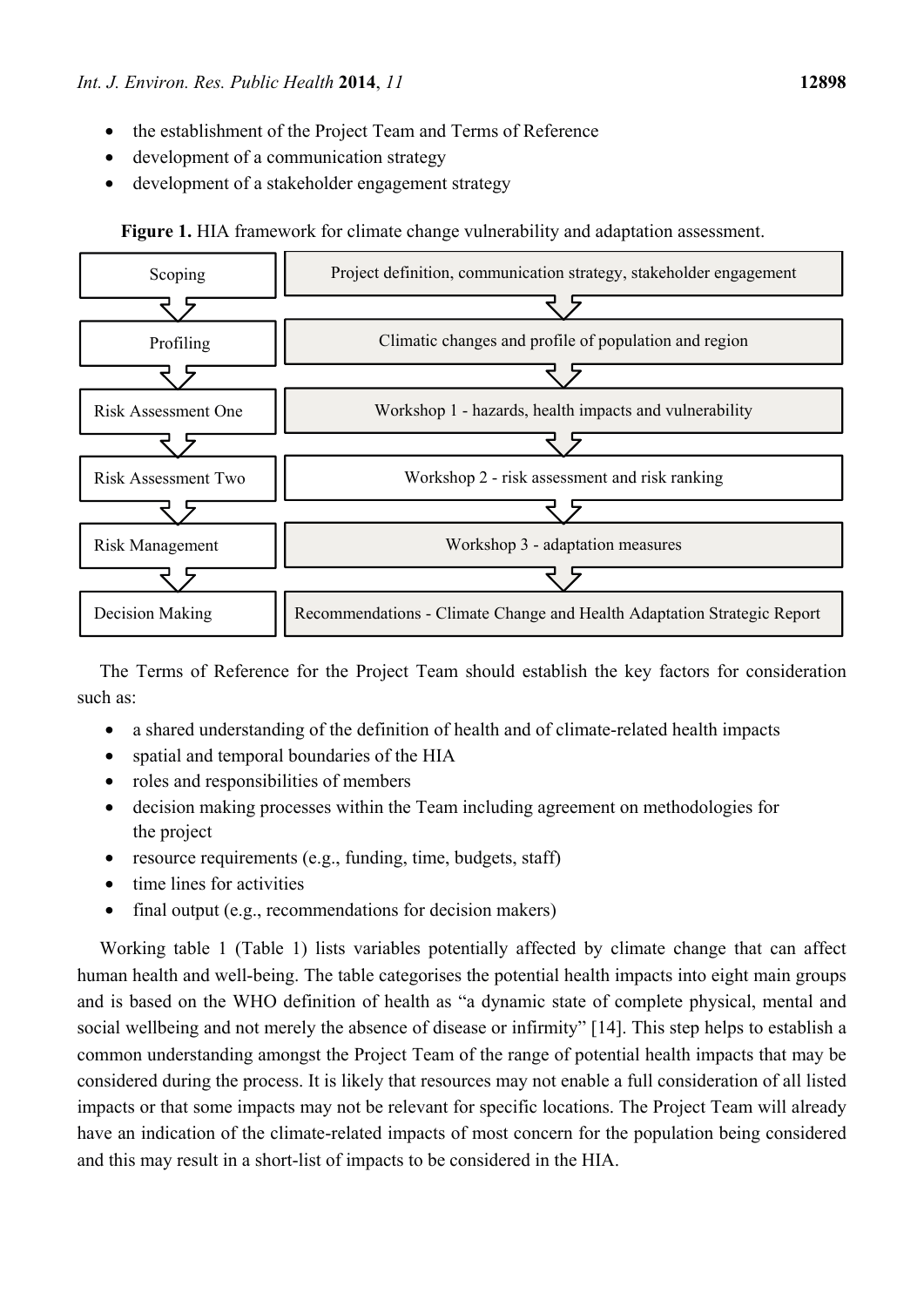- the establishment of the Project Team and Terms of Reference
- development of a communication strategy
- development of a stakeholder engagement strategy

**Figure 1.** HIA framework for climate change vulnerability and adaptation assessment.

| Stage | Activity |
|---|---|
| Scoping | Project definition, communication strategy, stakeholder engagement |
| Profiling | Climatic changes and profile of population and region |
| Risk Assessment One | Workshop 1 - hazards, health impacts and vulnerability |
| Risk Assessment Two | Workshop 2 - risk assessment and risk ranking |
| Risk Management | Workshop 3 - adaptation measures |
| Decision Making | Recommendations - Climate Change and Health Adaptation Strategic Report |

The Terms of Reference for the Project Team should establish the key factors for consideration such as:

- a shared understanding of the definition of health and of climate-related health impacts
- spatial and temporal boundaries of the HIA
- roles and responsibilities of members
- decision making processes within the Team including agreement on methodologies for the project
- resource requirements (e.g., funding, time, budgets, staff)
- time lines for activities
- final output (e.g., recommendations for decision makers)

Working table 1 (Table 1) lists variables potentially affected by climate change that can affect human health and well-being. The table categorises the potential health impacts into eight main groups and is based on the WHO definition of health as "a dynamic state of complete physical, mental and social wellbeing and not merely the absence of disease or infirmity" [14]. This step helps to establish a common understanding amongst the Project Team of the range of potential health impacts that may be considered during the process. It is likely that resources may not enable a full consideration of all listed impacts or that some impacts may not be relevant for specific locations. The Project Team will already have an indication of the climate-related impacts of most concern for the population being considered and this may result in a short-list of impacts to be considered in the HIA.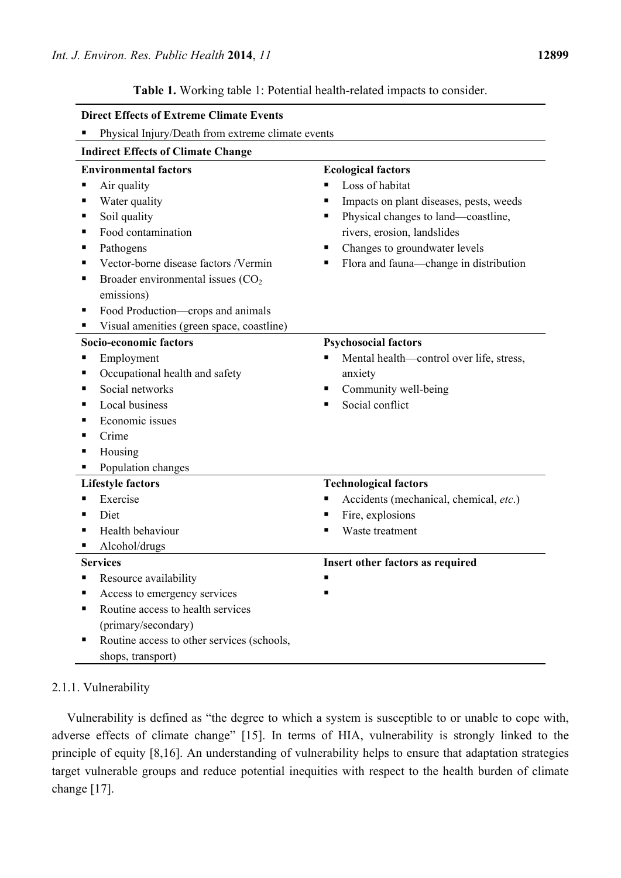**Table 1.** Working table 1: Potential health-related impacts to consider.

| **Direct Effects of Extreme Climate Events** | |
|---|---|
| ▪ Physical Injury/Death from extreme climate events | |
| **Indirect Effects of Climate Change** | |
| **Environmental factors** | **Ecological factors** |
| ▪ Air quality<br>▪ Water quality<br>▪ Soil quality<br>▪ Food contamination<br>▪ Pathogens<br>▪ Vector-borne disease factors /Vermin<br>▪ Broader environmental issues ($CO_2$ emissions)<br>▪ Food Production—crops and animals<br>▪ Visual amenities (green space, coastline) | ▪ Loss of habitat<br>▪ Impacts on plant diseases, pests, weeds<br>▪ Physical changes to land—coastline, rivers, erosion, landslides<br>▪ Changes to groundwater levels<br>▪ Flora and fauna—change in distribution |
| **Socio-economic factors** | **Psychosocial factors** |
| ▪ Employment<br>▪ Occupational health and safety<br>▪ Social networks<br>▪ Local business<br>▪ Economic issues<br>▪ Crime<br>▪ Housing<br>▪ Population changes | ▪ Mental health—control over life, stress, anxiety<br>▪ Community well-being<br>▪ Social conflict |
| **Lifestyle factors** | **Technological factors** |
| ▪ Exercise<br>▪ Diet<br>▪ Health behaviour<br>▪ Alcohol/drugs | ▪ Accidents (mechanical, chemical, *etc.*)<br>▪ Fire, explosions<br>▪ Waste treatment |
| **Services** | **Insert other factors as required** |
| ▪ Resource availability<br>▪ Access to emergency services<br>▪ Routine access to health services (primary/secondary)<br>▪ Routine access to other services (schools, shops, transport) | ▪<br>▪ |

#### 2.1.1. Vulnerability

Vulnerability is defined as "the degree to which a system is susceptible to or unable to cope with, adverse effects of climate change" [15]. In terms of HIA, vulnerability is strongly linked to the principle of equity [8,16]. An understanding of vulnerability helps to ensure that adaptation strategies target vulnerable groups and reduce potential inequities with respect to the health burden of climate change [17].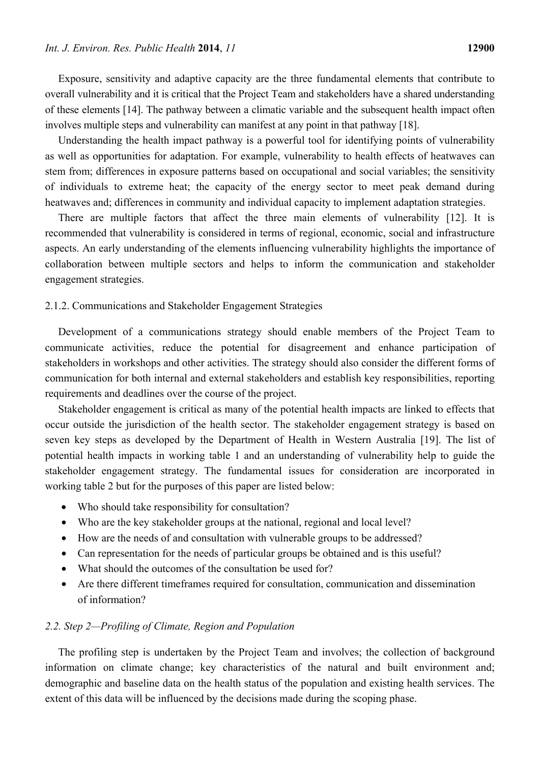Exposure, sensitivity and adaptive capacity are the three fundamental elements that contribute to overall vulnerability and it is critical that the Project Team and stakeholders have a shared understanding of these elements [14]. The pathway between a climatic variable and the subsequent health impact often involves multiple steps and vulnerability can manifest at any point in that pathway [18].

Understanding the health impact pathway is a powerful tool for identifying points of vulnerability as well as opportunities for adaptation. For example, vulnerability to health effects of heatwaves can stem from; differences in exposure patterns based on occupational and social variables; the sensitivity of individuals to extreme heat; the capacity of the energy sector to meet peak demand during heatwaves and; differences in community and individual capacity to implement adaptation strategies.

There are multiple factors that affect the three main elements of vulnerability [12]. It is recommended that vulnerability is considered in terms of regional, economic, social and infrastructure aspects. An early understanding of the elements influencing vulnerability highlights the importance of collaboration between multiple sectors and helps to inform the communication and stakeholder engagement strategies.

#### 2.1.2. Communications and Stakeholder Engagement Strategies

Development of a communications strategy should enable members of the Project Team to communicate activities, reduce the potential for disagreement and enhance participation of stakeholders in workshops and other activities. The strategy should also consider the different forms of communication for both internal and external stakeholders and establish key responsibilities, reporting requirements and deadlines over the course of the project.

Stakeholder engagement is critical as many of the potential health impacts are linked to effects that occur outside the jurisdiction of the health sector. The stakeholder engagement strategy is based on seven key steps as developed by the Department of Health in Western Australia [19]. The list of potential health impacts in working table 1 and an understanding of vulnerability help to guide the stakeholder engagement strategy. The fundamental issues for consideration are incorporated in working table 2 but for the purposes of this paper are listed below:

- Who should take responsibility for consultation?
- Who are the key stakeholder groups at the national, regional and local level?
- How are the needs of and consultation with vulnerable groups to be addressed?
- Can representation for the needs of particular groups be obtained and is this useful?
- What should the outcomes of the consultation be used for?
- Are there different timeframes required for consultation, communication and dissemination of information?

### *2.2. Step 2—Profiling of Climate, Region and Population*

The profiling step is undertaken by the Project Team and involves; the collection of background information on climate change; key characteristics of the natural and built environment and; demographic and baseline data on the health status of the population and existing health services. The extent of this data will be influenced by the decisions made during the scoping phase.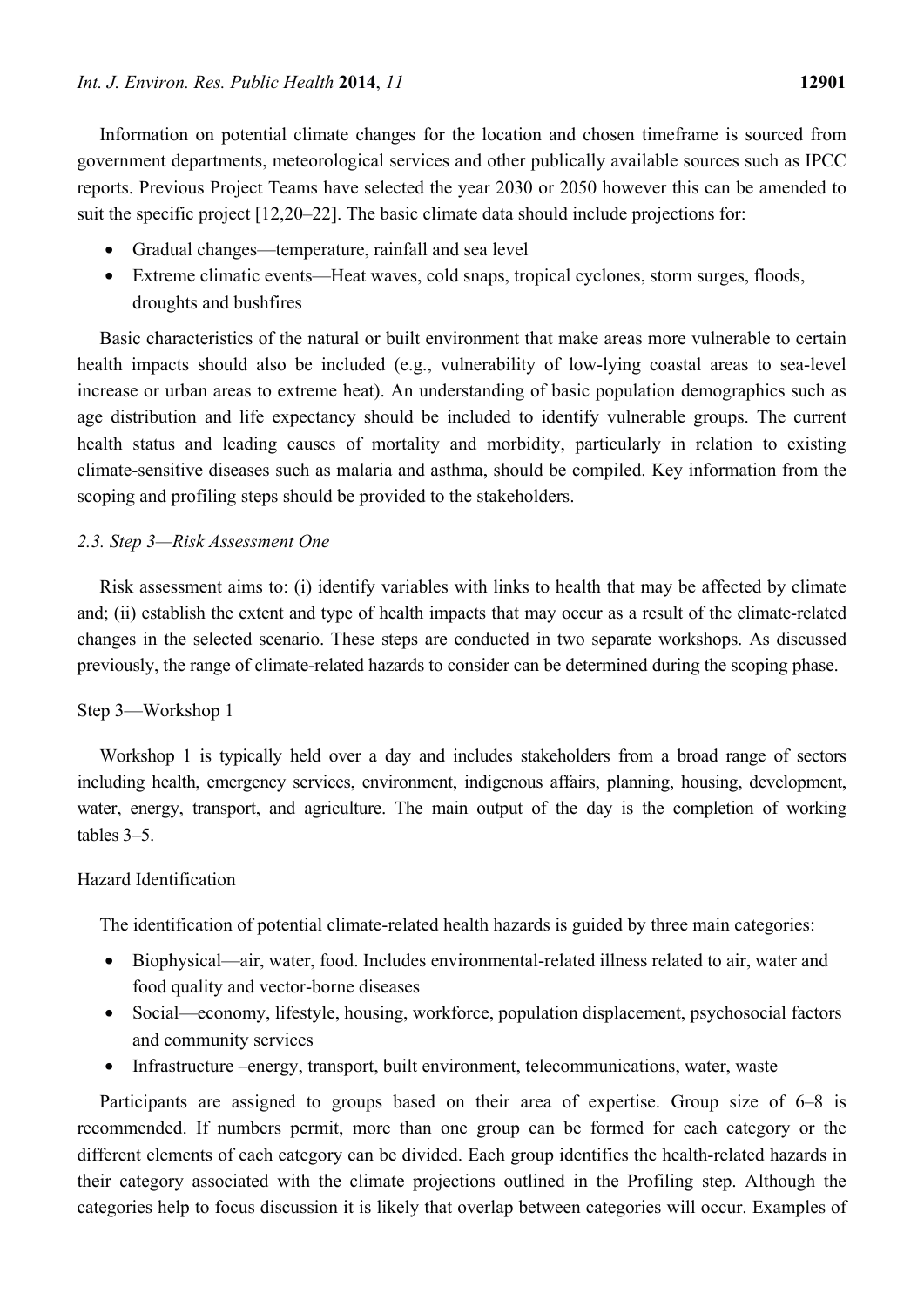Information on potential climate changes for the location and chosen timeframe is sourced from government departments, meteorological services and other publically available sources such as IPCC reports. Previous Project Teams have selected the year 2030 or 2050 however this can be amended to suit the specific project [12,20–22]. The basic climate data should include projections for:

- Gradual changes—temperature, rainfall and sea level
- Extreme climatic events—Heat waves, cold snaps, tropical cyclones, storm surges, floods, droughts and bushfires

Basic characteristics of the natural or built environment that make areas more vulnerable to certain health impacts should also be included (e.g., vulnerability of low-lying coastal areas to sea-level increase or urban areas to extreme heat). An understanding of basic population demographics such as age distribution and life expectancy should be included to identify vulnerable groups. The current health status and leading causes of mortality and morbidity, particularly in relation to existing climate-sensitive diseases such as malaria and asthma, should be compiled. Key information from the scoping and profiling steps should be provided to the stakeholders.

### *2.3. Step 3—Risk Assessment One*

Risk assessment aims to: (i) identify variables with links to health that may be affected by climate and; (ii) establish the extent and type of health impacts that may occur as a result of the climate-related changes in the selected scenario. These steps are conducted in two separate workshops. As discussed previously, the range of climate-related hazards to consider can be determined during the scoping phase.

#### Step 3—Workshop 1

Workshop 1 is typically held over a day and includes stakeholders from a broad range of sectors including health, emergency services, environment, indigenous affairs, planning, housing, development, water, energy, transport, and agriculture. The main output of the day is the completion of working tables 3–5.

#### Hazard Identification

The identification of potential climate-related health hazards is guided by three main categories:

- Biophysical—air, water, food. Includes environmental-related illness related to air, water and food quality and vector-borne diseases
- Social—economy, lifestyle, housing, workforce, population displacement, psychosocial factors and community services
- Infrastructure –energy, transport, built environment, telecommunications, water, waste

Participants are assigned to groups based on their area of expertise. Group size of 6–8 is recommended. If numbers permit, more than one group can be formed for each category or the different elements of each category can be divided. Each group identifies the health-related hazards in their category associated with the climate projections outlined in the Profiling step. Although the categories help to focus discussion it is likely that overlap between categories will occur. Examples of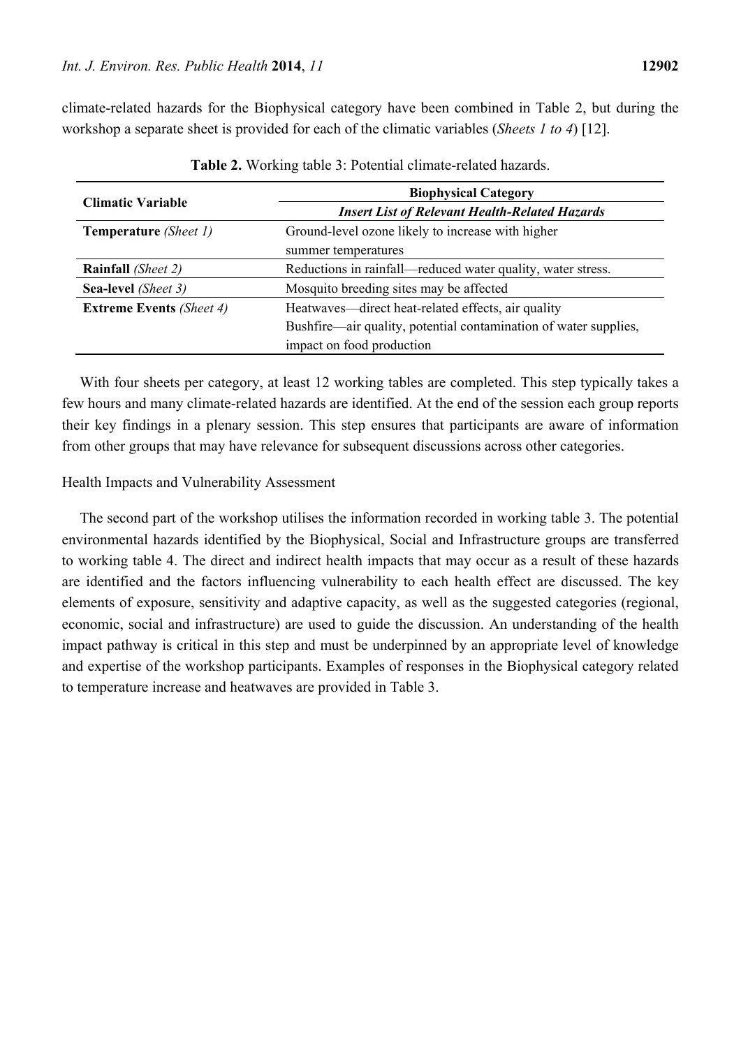climate-related hazards for the Biophysical category have been combined in Table 2, but during the workshop a separate sheet is provided for each of the climatic variables (*Sheets 1 to 4*) [12].

**Table 2.** Working table 3: Potential climate-related hazards.

| Climatic Variable | Biophysical Category |
|---|---|
| | ***Insert List of Relevant Health-Related Hazards*** |
| **Temperature** *(Sheet 1)* | Ground-level ozone likely to increase with higher summer temperatures |
| **Rainfall** *(Sheet 2)* | Reductions in rainfall—reduced water quality, water stress. |
| **Sea-level** *(Sheet 3)* | Mosquito breeding sites may be affected |
| **Extreme Events** *(Sheet 4)* | Heatwaves—direct heat-related effects, air quality<br>Bushfire—air quality, potential contamination of water supplies, impact on food production |

With four sheets per category, at least 12 working tables are completed. This step typically takes a few hours and many climate-related hazards are identified. At the end of the session each group reports their key findings in a plenary session. This step ensures that participants are aware of information from other groups that may have relevance for subsequent discussions across other categories.

Health Impacts and Vulnerability Assessment

The second part of the workshop utilises the information recorded in working table 3. The potential environmental hazards identified by the Biophysical, Social and Infrastructure groups are transferred to working table 4. The direct and indirect health impacts that may occur as a result of these hazards are identified and the factors influencing vulnerability to each health effect are discussed. The key elements of exposure, sensitivity and adaptive capacity, as well as the suggested categories (regional, economic, social and infrastructure) are used to guide the discussion. An understanding of the health impact pathway is critical in this step and must be underpinned by an appropriate level of knowledge and expertise of the workshop participants. Examples of responses in the Biophysical category related to temperature increase and heatwaves are provided in Table 3.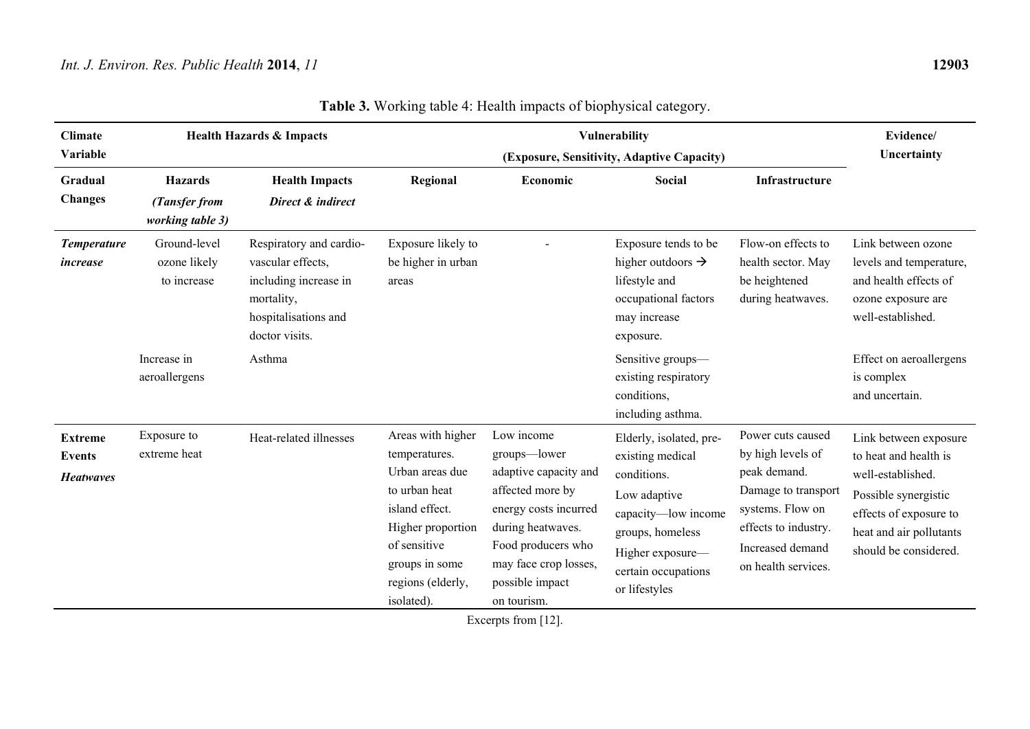**Table 3.** Working table 4: Health impacts of biophysical category.

| Climate Variable | Health Hazards & Impacts | | Vulnerability (Exposure, Sensitivity, Adaptive Capacity) | | | | Evidence/ Uncertainty |
|---|---|---|---|---|---|---|---|
| **Gradual Changes** | **Hazards** ***(Tansfer from working table 3)*** | **Health Impacts** ***Direct & indirect*** | **Regional** | **Economic** | **Social** | **Infrastructure** | |
| ***Temperature increase*** | Ground-level ozone likely to increase | Respiratory and cardio-vascular effects, including increase in mortality, hospitalisations and doctor visits. | Exposure likely to be higher in urban areas | - | Exposure tends to be higher outdoors → lifestyle and occupational factors may increase exposure. | Flow-on effects to health sector. May be heightened during heatwaves. | Link between ozone levels and temperature, and health effects of ozone exposure are well-established. |
| | Increase in aeroallergens | Asthma | | | Sensitive groups—existing respiratory conditions, including asthma. | | Effect on aeroallergens is complex and uncertain. |
| **Extreme Events** ***Heatwaves*** | Exposure to extreme heat | Heat-related illnesses | Areas with higher temperatures. Urban areas due to urban heat island effect. Higher proportion of sensitive groups in some regions (elderly, isolated). | Low income groups—lower adaptive capacity and affected more by energy costs incurred during heatwaves. Food producers who may face crop losses, possible impact on tourism. | Elderly, isolated, pre-existing medical conditions. Low adaptive capacity—low income groups, homeless Higher exposure—certain occupations or lifestyles | Power cuts caused by high levels of peak demand. Damage to transport systems. Flow on effects to industry. Increased demand on health services. | Link between exposure to heat and health is well-established. Possible synergistic effects of exposure to heat and air pollutants should be considered. |

Excerpts from [12].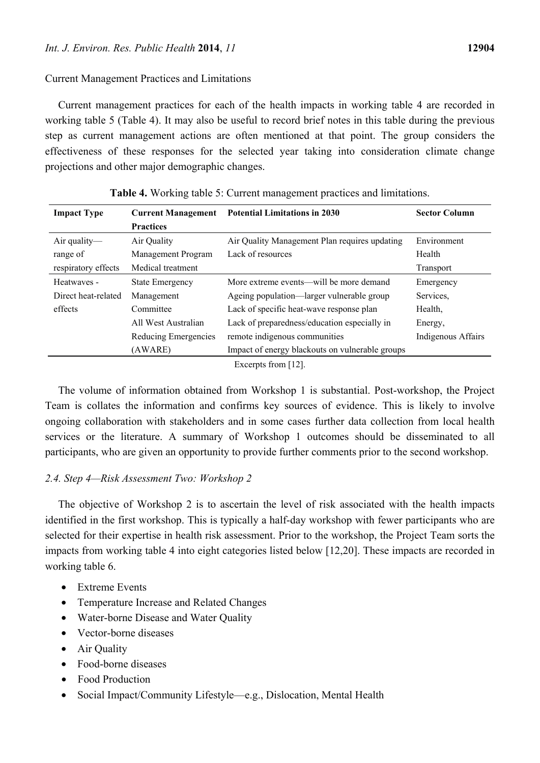Current Management Practices and Limitations

Current management practices for each of the health impacts in working table 4 are recorded in working table 5 (Table 4). It may also be useful to record brief notes in this table during the previous step as current management actions are often mentioned at that point. The group considers the effectiveness of these responses for the selected year taking into consideration climate change projections and other major demographic changes.

**Table 4.** Working table 5: Current management practices and limitations.

| Impact Type | Current Management Practices | Potential Limitations in 2030 | Sector Column |
|---|---|---|---|
| Air quality—range of respiratory effects | Air Quality Management Program<br>Medical treatment | Air Quality Management Plan requires updating<br>Lack of resources | Environment<br>Health<br>Transport |
| Heatwaves - Direct heat-related effects | State Emergency Management Committee<br>All West Australian Reducing Emergencies (AWARE) | More extreme events—will be more demand<br>Ageing population—larger vulnerable group<br>Lack of specific heat-wave response plan<br>Lack of preparedness/education especially in remote indigenous communities<br>Impact of energy blackouts on vulnerable groups | Emergency Services,<br>Health,<br>Energy,<br>Indigenous Affairs |

Excerpts from [12].

The volume of information obtained from Workshop 1 is substantial. Post-workshop, the Project Team is collates the information and confirms key sources of evidence. This is likely to involve ongoing collaboration with stakeholders and in some cases further data collection from local health services or the literature. A summary of Workshop 1 outcomes should be disseminated to all participants, who are given an opportunity to provide further comments prior to the second workshop.

### *2.4. Step 4—Risk Assessment Two: Workshop 2*

The objective of Workshop 2 is to ascertain the level of risk associated with the health impacts identified in the first workshop. This is typically a half-day workshop with fewer participants who are selected for their expertise in health risk assessment. Prior to the workshop, the Project Team sorts the impacts from working table 4 into eight categories listed below [12,20]. These impacts are recorded in working table 6.

- Extreme Events
- Temperature Increase and Related Changes
- Water-borne Disease and Water Quality
- Vector-borne diseases
- Air Quality
- Food-borne diseases
- Food Production
- Social Impact/Community Lifestyle—e.g., Dislocation, Mental Health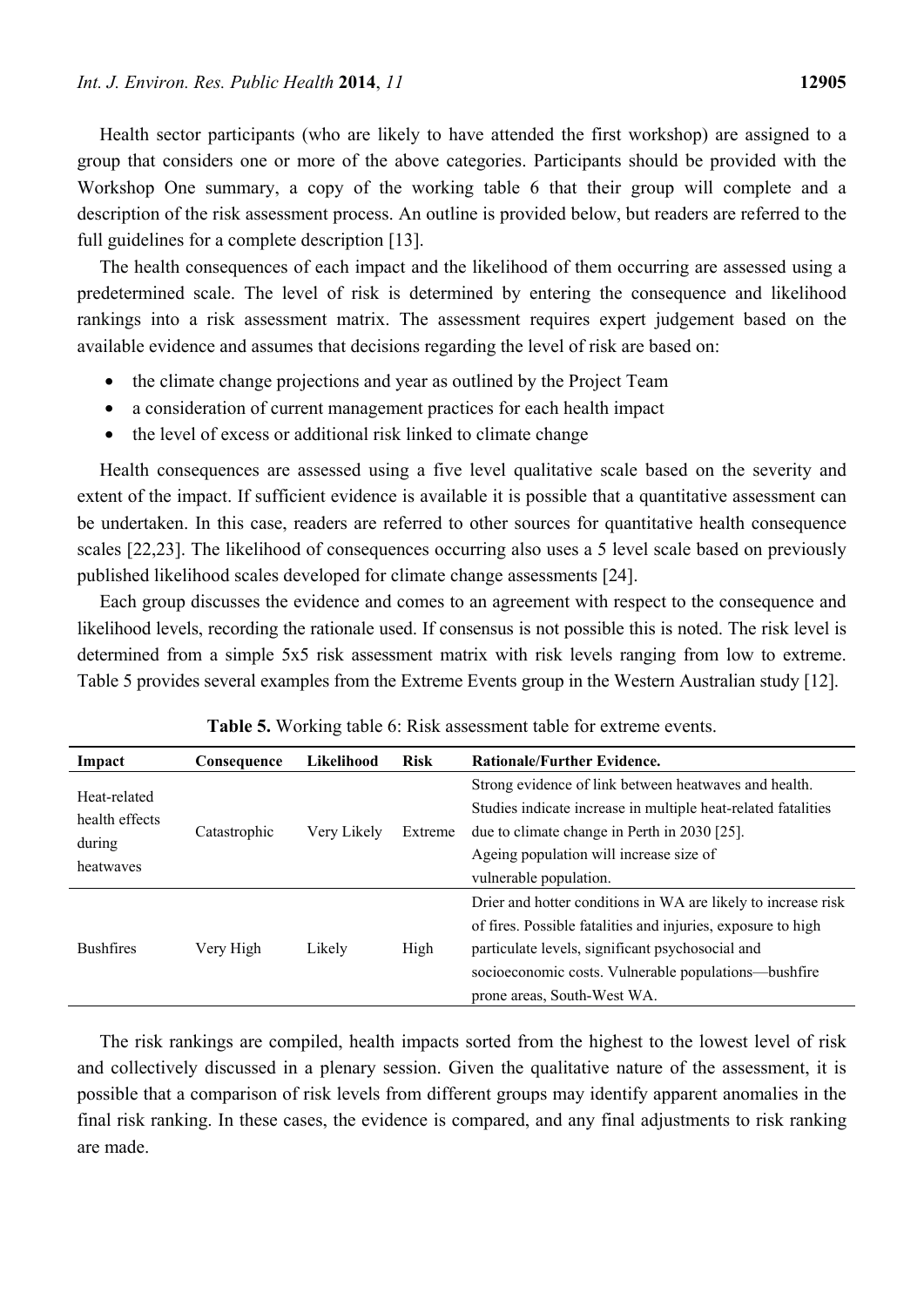Health sector participants (who are likely to have attended the first workshop) are assigned to a group that considers one or more of the above categories. Participants should be provided with the Workshop One summary, a copy of the working table 6 that their group will complete and a description of the risk assessment process. An outline is provided below, but readers are referred to the full guidelines for a complete description [13].

The health consequences of each impact and the likelihood of them occurring are assessed using a predetermined scale. The level of risk is determined by entering the consequence and likelihood rankings into a risk assessment matrix. The assessment requires expert judgement based on the available evidence and assumes that decisions regarding the level of risk are based on:

- the climate change projections and year as outlined by the Project Team
- a consideration of current management practices for each health impact
- the level of excess or additional risk linked to climate change

Health consequences are assessed using a five level qualitative scale based on the severity and extent of the impact. If sufficient evidence is available it is possible that a quantitative assessment can be undertaken. In this case, readers are referred to other sources for quantitative health consequence scales [22,23]. The likelihood of consequences occurring also uses a 5 level scale based on previously published likelihood scales developed for climate change assessments [24].

Each group discusses the evidence and comes to an agreement with respect to the consequence and likelihood levels, recording the rationale used. If consensus is not possible this is noted. The risk level is determined from a simple 5x5 risk assessment matrix with risk levels ranging from low to extreme. Table 5 provides several examples from the Extreme Events group in the Western Australian study [12].

**Table 5.** Working table 6: Risk assessment table for extreme events.

| Impact | Consequence | Likelihood | Risk | Rationale/Further Evidence. |
|---|---|---|---|---|
| Heat-related health effects during heatwaves | Catastrophic | Very Likely | Extreme | Strong evidence of link between heatwaves and health. Studies indicate increase in multiple heat-related fatalities due to climate change in Perth in 2030 [25]. Ageing population will increase size of vulnerable population. |
| Bushfires | Very High | Likely | High | Drier and hotter conditions in WA are likely to increase risk of fires. Possible fatalities and injuries, exposure to high particulate levels, significant psychosocial and socioeconomic costs. Vulnerable populations—bushfire prone areas, South-West WA. |

The risk rankings are compiled, health impacts sorted from the highest to the lowest level of risk and collectively discussed in a plenary session. Given the qualitative nature of the assessment, it is possible that a comparison of risk levels from different groups may identify apparent anomalies in the final risk ranking. In these cases, the evidence is compared, and any final adjustments to risk ranking are made.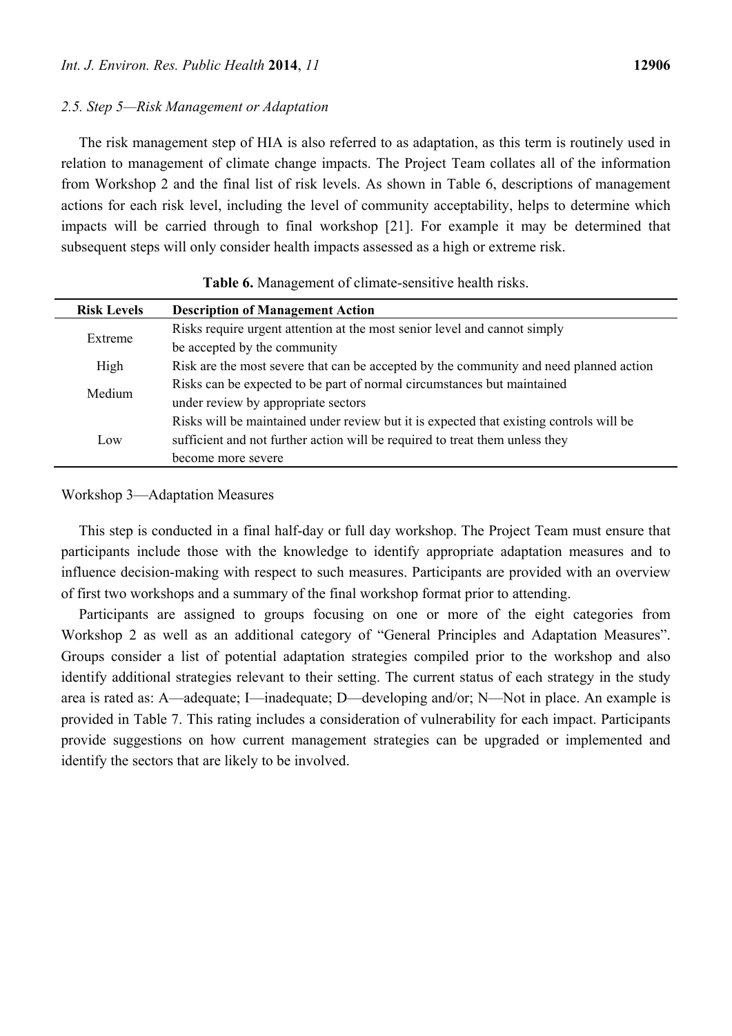### *2.5. Step 5—Risk Management or Adaptation*

The risk management step of HIA is also referred to as adaptation, as this term is routinely used in relation to management of climate change impacts. The Project Team collates all of the information from Workshop 2 and the final list of risk levels. As shown in Table 6, descriptions of management actions for each risk level, including the level of community acceptability, helps to determine which impacts will be carried through to final workshop [21]. For example it may be determined that subsequent steps will only consider health impacts assessed as a high or extreme risk.

**Table 6.** Management of climate-sensitive health risks.

| Risk Levels | Description of Management Action |
| --- | --- |
| Extreme | Risks require urgent attention at the most senior level and cannot simply be accepted by the community |
| High | Risk are the most severe that can be accepted by the community and need planned action |
| Medium | Risks can be expected to be part of normal circumstances but maintained under review by appropriate sectors |
| Low | Risks will be maintained under review but it is expected that existing controls will be sufficient and not further action will be required to treat them unless they become more severe |

Workshop 3—Adaptation Measures

This step is conducted in a final half-day or full day workshop. The Project Team must ensure that participants include those with the knowledge to identify appropriate adaptation measures and to influence decision-making with respect to such measures. Participants are provided with an overview of first two workshops and a summary of the final workshop format prior to attending.

Participants are assigned to groups focusing on one or more of the eight categories from Workshop 2 as well as an additional category of "General Principles and Adaptation Measures". Groups consider a list of potential adaptation strategies compiled prior to the workshop and also identify additional strategies relevant to their setting. The current status of each strategy in the study area is rated as: A—adequate; I—inadequate; D—developing and/or; N—Not in place. An example is provided in Table 7. This rating includes a consideration of vulnerability for each impact. Participants provide suggestions on how current management strategies can be upgraded or implemented and identify the sectors that are likely to be involved.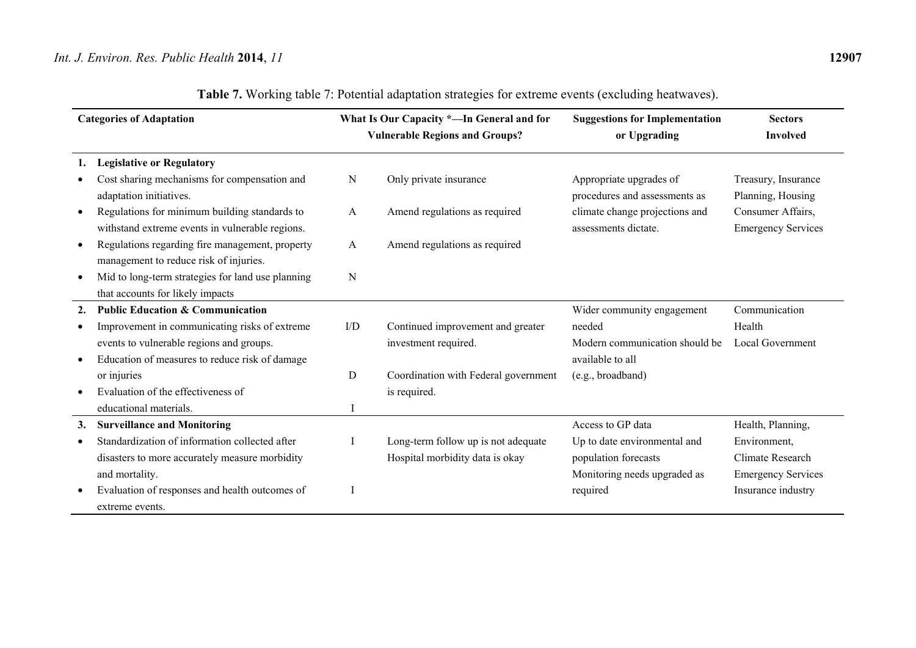**Table 7.** Working table 7: Potential adaptation strategies for extreme events (excluding heatwaves).

| Categories of Adaptation | What Is Our Capacity *—In General and for Vulnerable Regions and Groups? | | Suggestions for Implementation or Upgrading | Sectors Involved |
|---|---|---|---|---|
| **1. Legislative or Regulatory** | | | | |
| • Cost sharing mechanisms for compensation and adaptation initiatives. | N | Only private insurance | Appropriate upgrades of procedures and assessments as climate change projections and assessments dictate. | Treasury, Insurance Planning, Housing Consumer Affairs, Emergency Services |
| • Regulations for minimum building standards to withstand extreme events in vulnerable regions. | A | Amend regulations as required | | |
| • Regulations regarding fire management, property management to reduce risk of injuries. | A | Amend regulations as required | | |
| • Mid to long-term strategies for land use planning that accounts for likely impacts | N | | | |
| **2. Public Education & Communication** | | | Wider community engagement needed<br>Modern communication should be available to all (e.g., broadband) | Communication<br>Health<br>Local Government |
| • Improvement in communicating risks of extreme events to vulnerable regions and groups. | I/D | Continued improvement and greater investment required. | | |
| • Education of measures to reduce risk of damage or injuries | D | Coordination with Federal government is required. | | |
| • Evaluation of the effectiveness of educational materials. | I | | | |
| **3. Surveillance and Monitoring** | | | Access to GP data<br>Up to date environmental and population forecasts<br>Monitoring needs upgraded as required | Health, Planning, Environment, Climate Research<br>Emergency Services<br>Insurance industry |
| • Standardization of information collected after disasters to more accurately measure morbidity and mortality. | I | Long-term follow up is not adequate<br>Hospital morbidity data is okay | | |
| • Evaluation of responses and health outcomes of extreme events. | I | | | |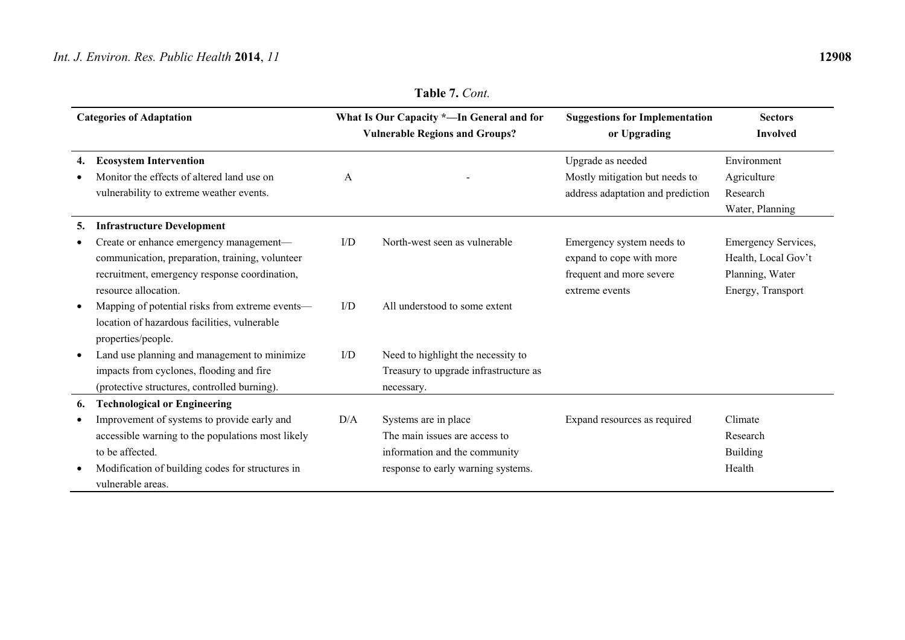**Table 7.** *Cont.*

| Categories of Adaptation | What Is Our Capacity *—In General and for Vulnerable Regions and Groups? | | Suggestions for Implementation or Upgrading | Sectors Involved |
|---|---|---|---|---|
| **4. Ecosystem Intervention** | | | Upgrade as needed | Environment |
| • Monitor the effects of altered land use on vulnerability to extreme weather events. | A | - | Mostly mitigation but needs to address adaptation and prediction | Agriculture Research Water, Planning |
| **5. Infrastructure Development** | | | | |
| • Create or enhance emergency management—communication, preparation, training, volunteer recruitment, emergency response coordination, resource allocation. | I/D | North-west seen as vulnerable | Emergency system needs to expand to cope with more frequent and more severe extreme events | Emergency Services, Health, Local Gov't Planning, Water Energy, Transport |
| • Mapping of potential risks from extreme events—location of hazardous facilities, vulnerable properties/people. | I/D | All understood to some extent | | |
| • Land use planning and management to minimize impacts from cyclones, flooding and fire (protective structures, controlled burning). | I/D | Need to highlight the necessity to Treasury to upgrade infrastructure as necessary. | | |
| **6. Technological or Engineering** | | | | |
| • Improvement of systems to provide early and accessible warning to the populations most likely to be affected. | D/A | Systems are in place The main issues are access to information and the community response to early warning systems. | Expand resources as required | Climate Research Building Health |
| • Modification of building codes for structures in vulnerable areas. | | | | |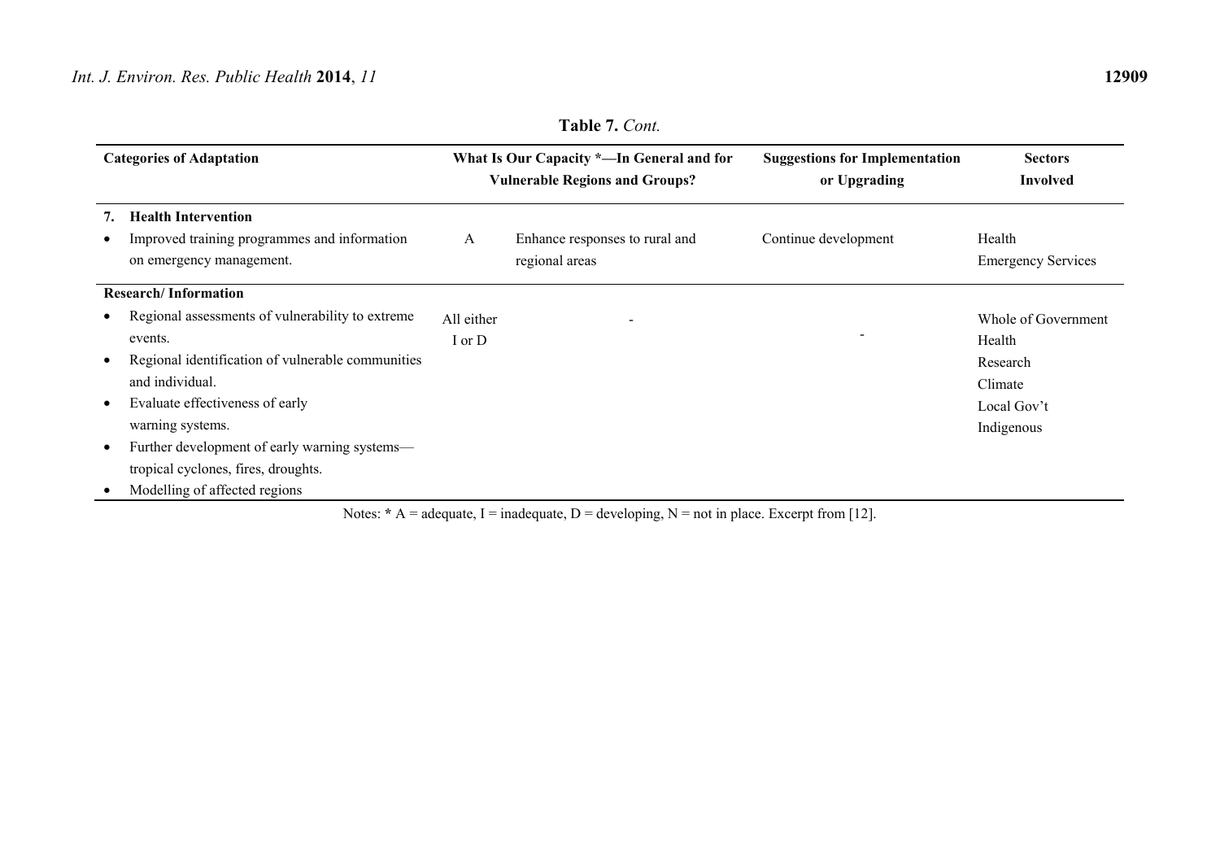**Table 7.** *Cont.*

| Categories of Adaptation | What Is Our Capacity *—In General and for Vulnerable Regions and Groups? | | Suggestions for Implementation or Upgrading | Sectors Involved |
|---|---|---|---|---|
| **7. Health Intervention** | | | | |
| • Improved training programmes and information on emergency management. | A | Enhance responses to rural and regional areas | Continue development | Health<br>Emergency Services |
| **Research/ Information** | | | | |
| • Regional assessments of vulnerability to extreme events.<br>• Regional identification of vulnerable communities and individual.<br>• Evaluate effectiveness of early warning systems.<br>• Further development of early warning systems—tropical cyclones, fires, droughts.<br>• Modelling of affected regions | All either I or D | - | - | Whole of Government<br>Health<br>Research<br>Climate<br>Local Gov't<br>Indigenous |

Notes: * A = adequate, I = inadequate, D = developing, N = not in place. Excerpt from [12].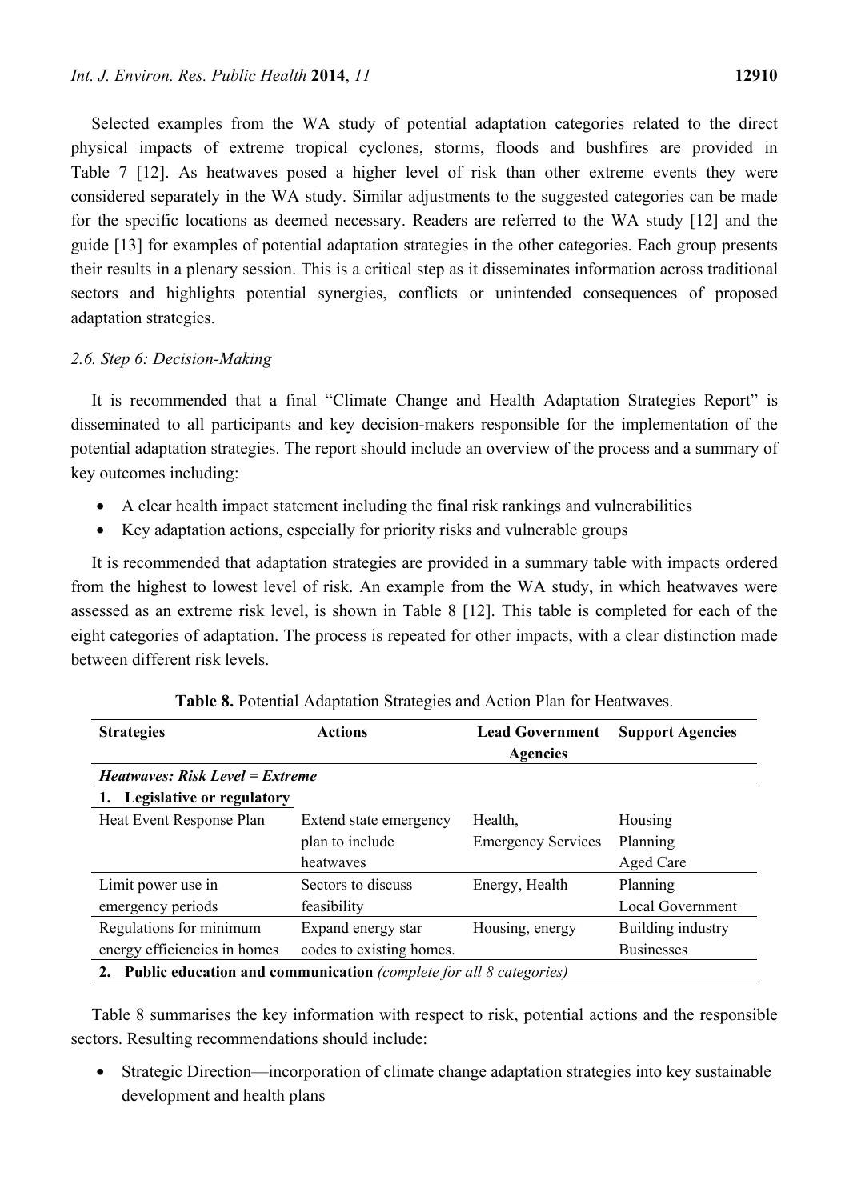Selected examples from the WA study of potential adaptation categories related to the direct physical impacts of extreme tropical cyclones, storms, floods and bushfires are provided in Table 7 [12]. As heatwaves posed a higher level of risk than other extreme events they were considered separately in the WA study. Similar adjustments to the suggested categories can be made for the specific locations as deemed necessary. Readers are referred to the WA study [12] and the guide [13] for examples of potential adaptation strategies in the other categories. Each group presents their results in a plenary session. This is a critical step as it disseminates information across traditional sectors and highlights potential synergies, conflicts or unintended consequences of proposed adaptation strategies.

### *2.6. Step 6: Decision-Making*

It is recommended that a final "Climate Change and Health Adaptation Strategies Report" is disseminated to all participants and key decision-makers responsible for the implementation of the potential adaptation strategies. The report should include an overview of the process and a summary of key outcomes including:

- A clear health impact statement including the final risk rankings and vulnerabilities
- Key adaptation actions, especially for priority risks and vulnerable groups

It is recommended that adaptation strategies are provided in a summary table with impacts ordered from the highest to lowest level of risk. An example from the WA study, in which heatwaves were assessed as an extreme risk level, is shown in Table 8 [12]. This table is completed for each of the eight categories of adaptation. The process is repeated for other impacts, with a clear distinction made between different risk levels.

**Table 8.** Potential Adaptation Strategies and Action Plan for Heatwaves.

| Strategies | Actions | Lead Government Agencies | Support Agencies |
|---|---|---|---|
| ***Heatwaves: Risk Level = Extreme*** | | | |
| **1. Legislative or regulatory** | | | |
| Heat Event Response Plan | Extend state emergency plan to include heatwaves | Health, Emergency Services | Housing Planning Aged Care |
| Limit power use in emergency periods | Sectors to discuss feasibility | Energy, Health | Planning Local Government |
| Regulations for minimum energy efficiencies in homes | Expand energy star codes to existing homes. | Housing, energy | Building industry Businesses |
| **2. Public education and communication** *(complete for all 8 categories)* | | | |

Table 8 summarises the key information with respect to risk, potential actions and the responsible sectors. Resulting recommendations should include:

- Strategic Direction—incorporation of climate change adaptation strategies into key sustainable development and health plans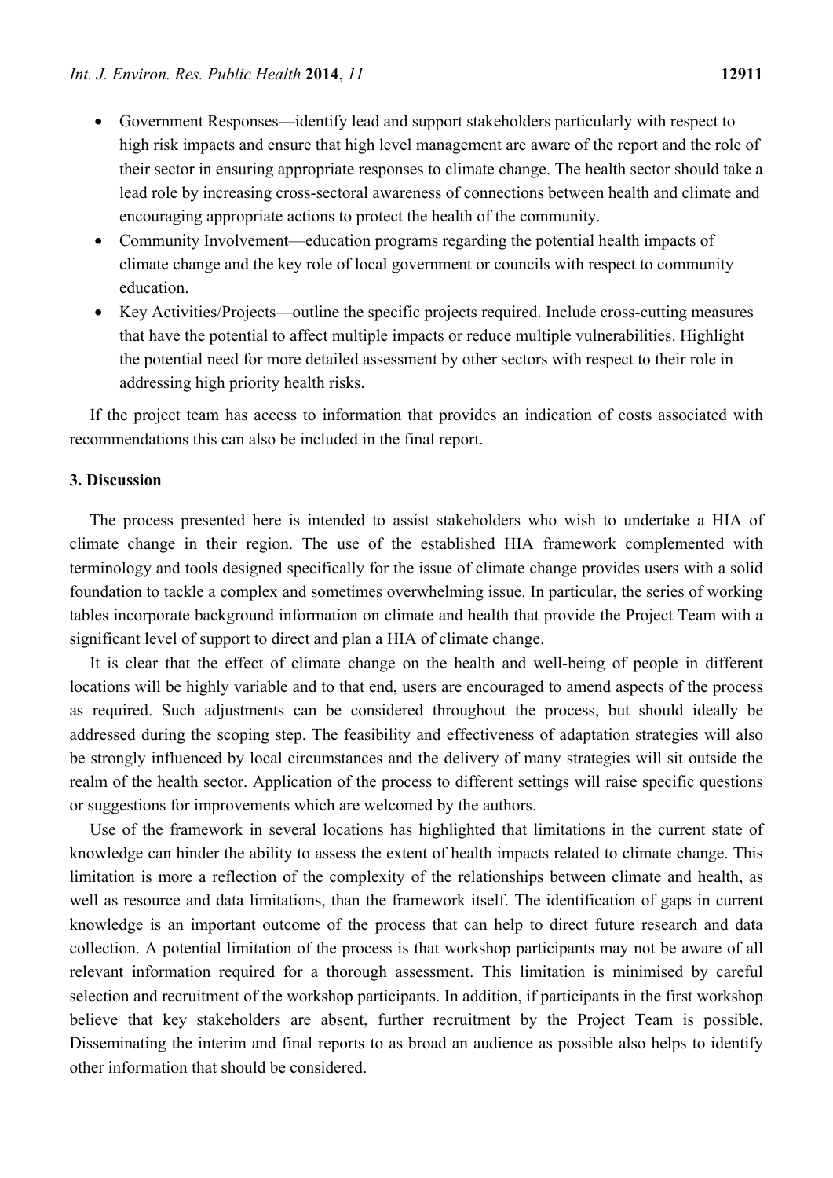- Government Responses—identify lead and support stakeholders particularly with respect to high risk impacts and ensure that high level management are aware of the report and the role of their sector in ensuring appropriate responses to climate change. The health sector should take a lead role by increasing cross-sectoral awareness of connections between health and climate and encouraging appropriate actions to protect the health of the community.
- Community Involvement—education programs regarding the potential health impacts of climate change and the key role of local government or councils with respect to community education.
- Key Activities/Projects—outline the specific projects required. Include cross-cutting measures that have the potential to affect multiple impacts or reduce multiple vulnerabilities. Highlight the potential need for more detailed assessment by other sectors with respect to their role in addressing high priority health risks.

If the project team has access to information that provides an indication of costs associated with recommendations this can also be included in the final report.

## 3. Discussion

The process presented here is intended to assist stakeholders who wish to undertake a HIA of climate change in their region. The use of the established HIA framework complemented with terminology and tools designed specifically for the issue of climate change provides users with a solid foundation to tackle a complex and sometimes overwhelming issue. In particular, the series of working tables incorporate background information on climate and health that provide the Project Team with a significant level of support to direct and plan a HIA of climate change.

It is clear that the effect of climate change on the health and well-being of people in different locations will be highly variable and to that end, users are encouraged to amend aspects of the process as required. Such adjustments can be considered throughout the process, but should ideally be addressed during the scoping step. The feasibility and effectiveness of adaptation strategies will also be strongly influenced by local circumstances and the delivery of many strategies will sit outside the realm of the health sector. Application of the process to different settings will raise specific questions or suggestions for improvements which are welcomed by the authors.

Use of the framework in several locations has highlighted that limitations in the current state of knowledge can hinder the ability to assess the extent of health impacts related to climate change. This limitation is more a reflection of the complexity of the relationships between climate and health, as well as resource and data limitations, than the framework itself. The identification of gaps in current knowledge is an important outcome of the process that can help to direct future research and data collection. A potential limitation of the process is that workshop participants may not be aware of all relevant information required for a thorough assessment. This limitation is minimised by careful selection and recruitment of the workshop participants. In addition, if participants in the first workshop believe that key stakeholders are absent, further recruitment by the Project Team is possible. Disseminating the interim and final reports to as broad an audience as possible also helps to identify other information that should be considered.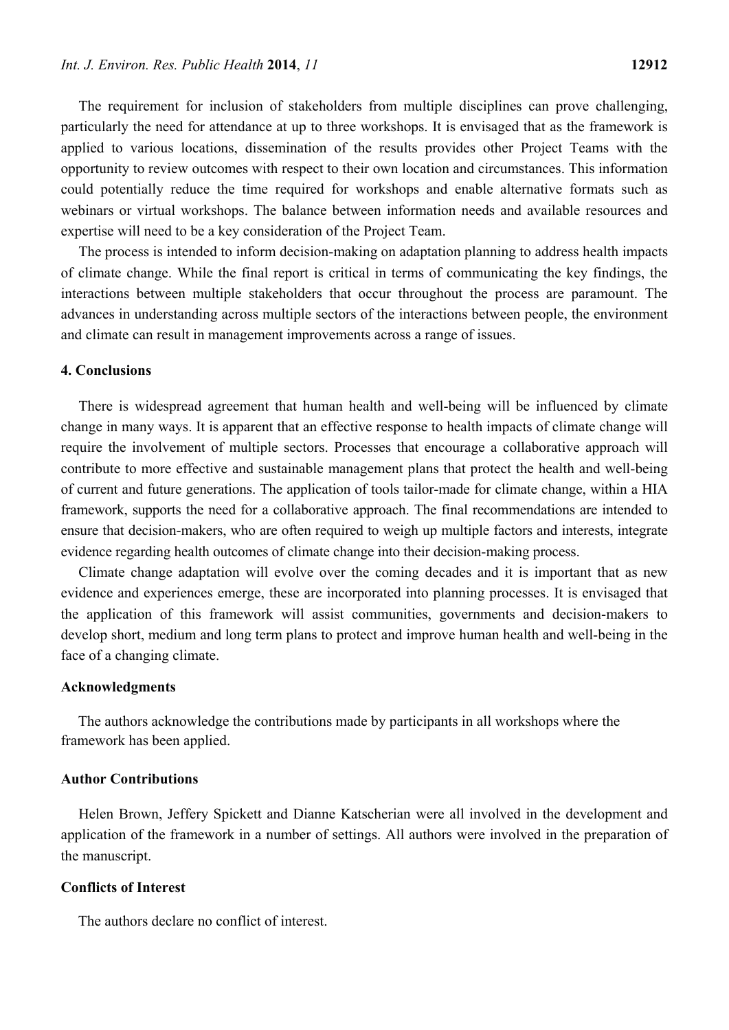The requirement for inclusion of stakeholders from multiple disciplines can prove challenging, particularly the need for attendance at up to three workshops. It is envisaged that as the framework is applied to various locations, dissemination of the results provides other Project Teams with the opportunity to review outcomes with respect to their own location and circumstances. This information could potentially reduce the time required for workshops and enable alternative formats such as webinars or virtual workshops. The balance between information needs and available resources and expertise will need to be a key consideration of the Project Team.

The process is intended to inform decision-making on adaptation planning to address health impacts of climate change. While the final report is critical in terms of communicating the key findings, the interactions between multiple stakeholders that occur throughout the process are paramount. The advances in understanding across multiple sectors of the interactions between people, the environment and climate can result in management improvements across a range of issues.

## 4. Conclusions

There is widespread agreement that human health and well-being will be influenced by climate change in many ways. It is apparent that an effective response to health impacts of climate change will require the involvement of multiple sectors. Processes that encourage a collaborative approach will contribute to more effective and sustainable management plans that protect the health and well-being of current and future generations. The application of tools tailor-made for climate change, within a HIA framework, supports the need for a collaborative approach. The final recommendations are intended to ensure that decision-makers, who are often required to weigh up multiple factors and interests, integrate evidence regarding health outcomes of climate change into their decision-making process.

Climate change adaptation will evolve over the coming decades and it is important that as new evidence and experiences emerge, these are incorporated into planning processes. It is envisaged that the application of this framework will assist communities, governments and decision-makers to develop short, medium and long term plans to protect and improve human health and well-being in the face of a changing climate.

## Acknowledgments

The authors acknowledge the contributions made by participants in all workshops where the framework has been applied.

## Author Contributions

Helen Brown, Jeffery Spickett and Dianne Katscherian were all involved in the development and application of the framework in a number of settings. All authors were involved in the preparation of the manuscript.

## Conflicts of Interest

The authors declare no conflict of interest.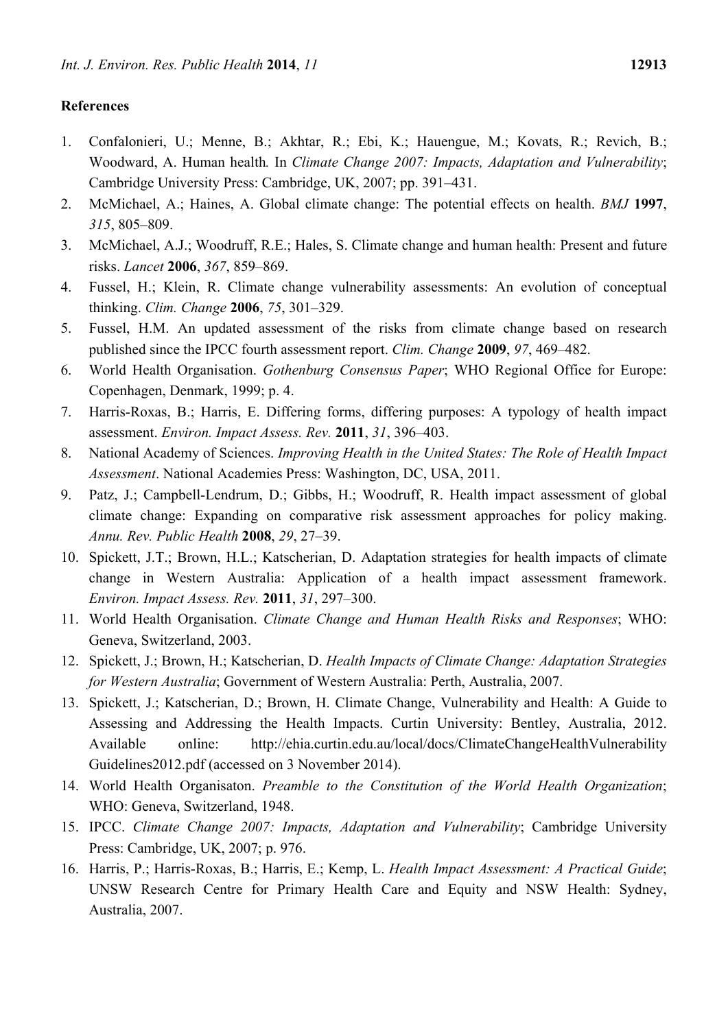## References

1. Confalonieri, U.; Menne, B.; Akhtar, R.; Ebi, K.; Hauengue, M.; Kovats, R.; Revich, B.; Woodward, A. Human health. In *Climate Change 2007: Impacts, Adaptation and Vulnerability*; Cambridge University Press: Cambridge, UK, 2007; pp. 391–431.
2. McMichael, A.; Haines, A. Global climate change: The potential effects on health. *BMJ* **1997**, *315*, 805–809.
3. McMichael, A.J.; Woodruff, R.E.; Hales, S. Climate change and human health: Present and future risks. *Lancet* **2006**, *367*, 859–869.
4. Fussel, H.; Klein, R. Climate change vulnerability assessments: An evolution of conceptual thinking. *Clim. Change* **2006**, *75*, 301–329.
5. Fussel, H.M. An updated assessment of the risks from climate change based on research published since the IPCC fourth assessment report. *Clim. Change* **2009**, *97*, 469–482.
6. World Health Organisation. *Gothenburg Consensus Paper*; WHO Regional Office for Europe: Copenhagen, Denmark, 1999; p. 4.
7. Harris-Roxas, B.; Harris, E. Differing forms, differing purposes: A typology of health impact assessment. *Environ. Impact Assess. Rev.* **2011**, *31*, 396–403.
8. National Academy of Sciences. *Improving Health in the United States: The Role of Health Impact Assessment*. National Academies Press: Washington, DC, USA, 2011.
9. Patz, J.; Campbell-Lendrum, D.; Gibbs, H.; Woodruff, R. Health impact assessment of global climate change: Expanding on comparative risk assessment approaches for policy making. *Annu. Rev. Public Health* **2008**, *29*, 27–39.
10. Spickett, J.T.; Brown, H.L.; Katscherian, D. Adaptation strategies for health impacts of climate change in Western Australia: Application of a health impact assessment framework. *Environ. Impact Assess. Rev.* **2011**, *31*, 297–300.
11. World Health Organisation. *Climate Change and Human Health Risks and Responses*; WHO: Geneva, Switzerland, 2003.
12. Spickett, J.; Brown, H.; Katscherian, D. *Health Impacts of Climate Change: Adaptation Strategies for Western Australia*; Government of Western Australia: Perth, Australia, 2007.
13. Spickett, J.; Katscherian, D.; Brown, H. Climate Change, Vulnerability and Health: A Guide to Assessing and Addressing the Health Impacts. Curtin University: Bentley, Australia, 2012. Available online: http://ehia.curtin.edu.au/local/docs/ClimateChangeHealthVulnerabilityGuidelines2012.pdf (accessed on 3 November 2014).
14. World Health Organisaton. *Preamble to the Constitution of the World Health Organization*; WHO: Geneva, Switzerland, 1948.
15. IPCC. *Climate Change 2007: Impacts, Adaptation and Vulnerability*; Cambridge University Press: Cambridge, UK, 2007; p. 976.
16. Harris, P.; Harris-Roxas, B.; Harris, E.; Kemp, L. *Health Impact Assessment: A Practical Guide*; UNSW Research Centre for Primary Health Care and Equity and NSW Health: Sydney, Australia, 2007.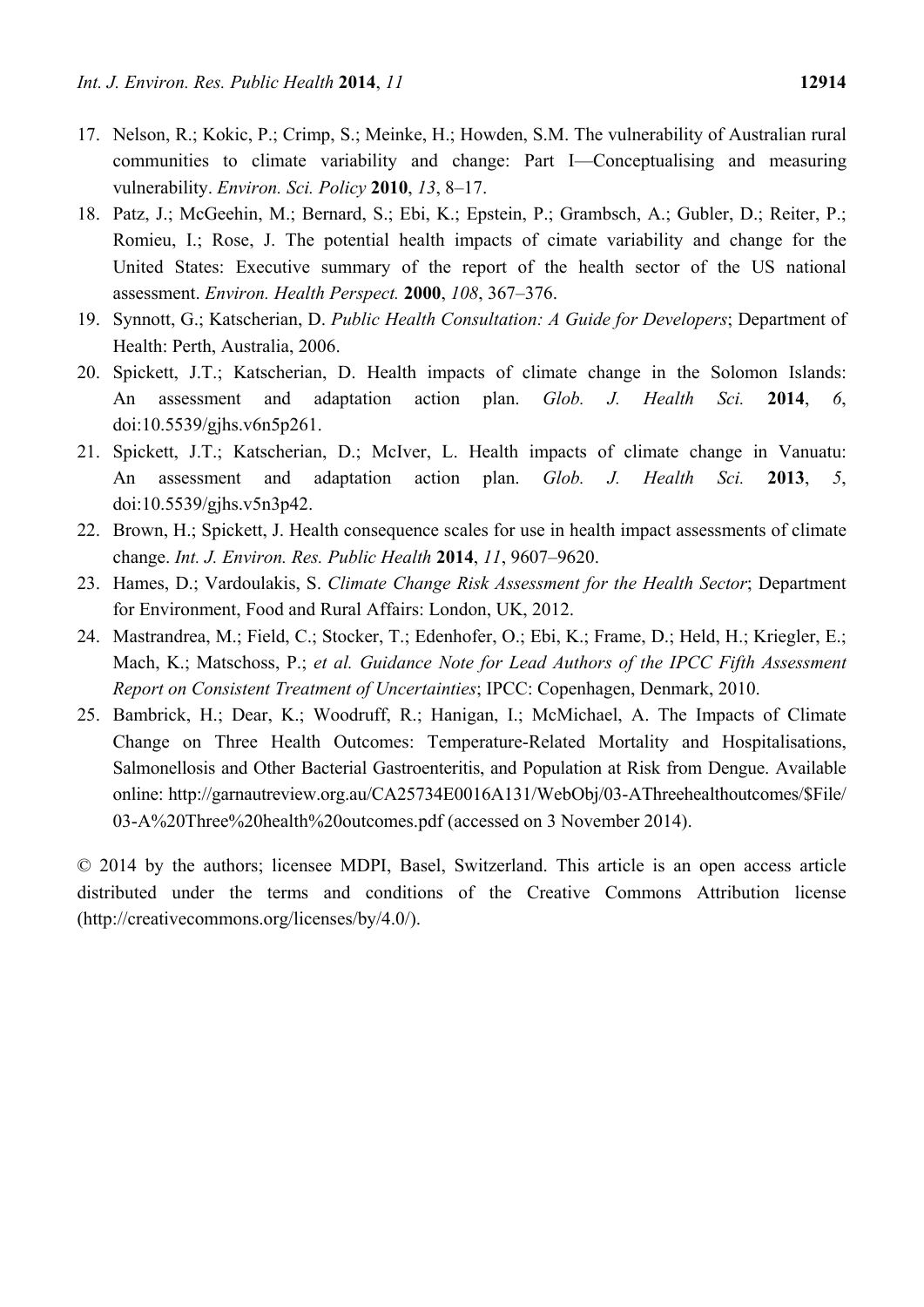17. Nelson, R.; Kokic, P.; Crimp, S.; Meinke, H.; Howden, S.M. The vulnerability of Australian rural communities to climate variability and change: Part I—Conceptualising and measuring vulnerability. *Environ. Sci. Policy* **2010**, *13*, 8–17.
18. Patz, J.; McGeehin, M.; Bernard, S.; Ebi, K.; Epstein, P.; Grambsch, A.; Gubler, D.; Reiter, P.; Romieu, I.; Rose, J. The potential health impacts of cimate variability and change for the United States: Executive summary of the report of the health sector of the US national assessment. *Environ. Health Perspect.* **2000**, *108*, 367–376.
19. Synnott, G.; Katscherian, D. *Public Health Consultation: A Guide for Developers*; Department of Health: Perth, Australia, 2006.
20. Spickett, J.T.; Katscherian, D. Health impacts of climate change in the Solomon Islands: An assessment and adaptation action plan. *Glob. J. Health Sci.* **2014**, *6*, doi:10.5539/gjhs.v6n5p261.
21. Spickett, J.T.; Katscherian, D.; McIver, L. Health impacts of climate change in Vanuatu: An assessment and adaptation action plan. *Glob. J. Health Sci.* **2013**, *5*, doi:10.5539/gjhs.v5n3p42.
22. Brown, H.; Spickett, J. Health consequence scales for use in health impact assessments of climate change. *Int. J. Environ. Res. Public Health* **2014**, *11*, 9607–9620.
23. Hames, D.; Vardoulakis, S. *Climate Change Risk Assessment for the Health Sector*; Department for Environment, Food and Rural Affairs: London, UK, 2012.
24. Mastrandrea, M.; Field, C.; Stocker, T.; Edenhofer, O.; Ebi, K.; Frame, D.; Held, H.; Kriegler, E.; Mach, K.; Matschoss, P.; *et al. Guidance Note for Lead Authors of the IPCC Fifth Assessment Report on Consistent Treatment of Uncertainties*; IPCC: Copenhagen, Denmark, 2010.
25. Bambrick, H.; Dear, K.; Woodruff, R.; Hanigan, I.; McMichael, A. The Impacts of Climate Change on Three Health Outcomes: Temperature-Related Mortality and Hospitalisations, Salmonellosis and Other Bacterial Gastroenteritis, and Population at Risk from Dengue. Available online: http://garnautreview.org.au/CA25734E0016A131/WebObj/03-AThreehealthoutcomes/$File/03-A%20Three%20health%20outcomes.pdf (accessed on 3 November 2014).

© 2014 by the authors; licensee MDPI, Basel, Switzerland. This article is an open access article distributed under the terms and conditions of the Creative Commons Attribution license (http://creativecommons.org/licenses/by/4.0/).